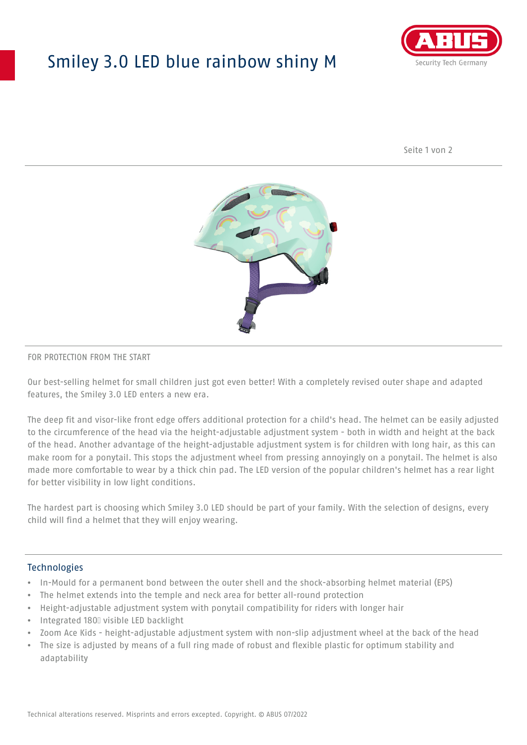# Smiley 3.0 LED blue rainbow shiny M

FOR PROTECTION FROM THE START

Our best-selling helmet for small children just got even better! With a completely revised outer shape and adapted features, the Smiley 3.0 LED enters a new era.

The deep fit and visor-like front edge offers additional protection for a child's head. The helmet can be easily adjusted to the circumference of the head via the height-adjustable adjustment system - both in width and height at the back of the head. Another advantage of the height-adjustable adjustment system is for children with long hair, as this can make room for a ponytail. This stops the adjustment wheel from pressing annoyingly on a ponytail. The helmet is also made more comfortable to wear by a thick chin pad. The LED version of the popular children's helmet has a rear light for better visibility in low light conditions.

The hardest part is choosing which Smiley 3.0 LED should be part of your family. With the selection of designs, every child will find a helmet that they will enjoy wearing.

## Technologies

- In-Mould for a permanent bond between the outer shell and the shock-absorbing helmet material (EPS)
- The helmet extends into the temple and neck area for better all-round protection
- Height-adjustable adjustment system with ponytail compatibility for riders with longer hair
- Integrated 180� visible LED backlight
- Zoom Ace Kids - height-adjustable adjustment system with non-slip adjustment wheel at the back of the head
- The size is adjusted by means of a full ring made of robust and flexible plastic for optimum stability and adaptability

Technical alterations reserved. Misprints and errors excepted. Copyright. © ABUS 07/2022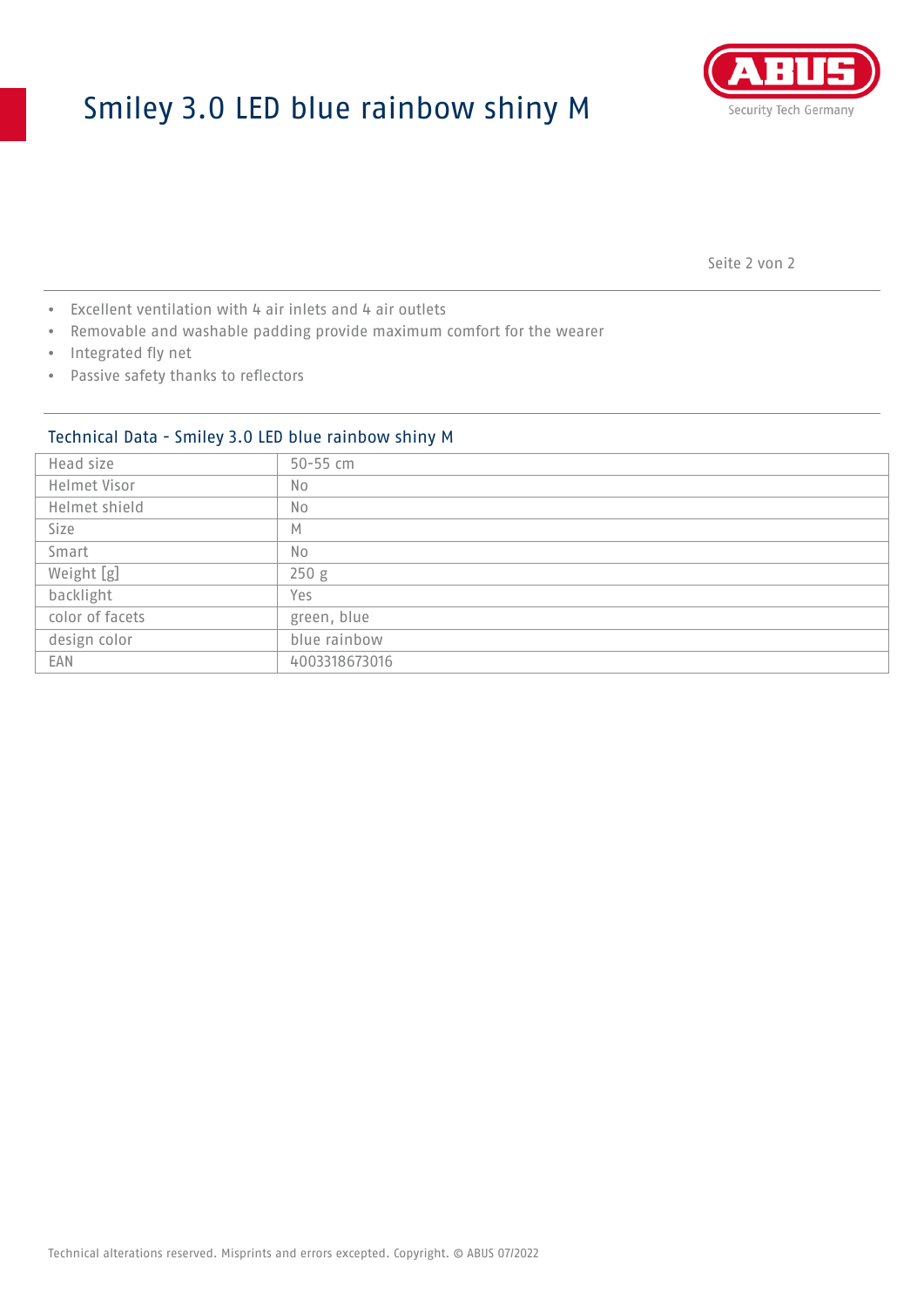# Smiley 3.0 LED blue rainbow shiny M

- Excellent ventilation with 4 air inlets and 4 air outlets
- Removable and washable padding provide maximum comfort for the wearer
- Integrated fly net
- Passive safety thanks to reflectors

## Technical Data - Smiley 3.0 LED blue rainbow shiny M

| | |
|---|---|
| Head size | 50-55 cm |
| Helmet Visor | No |
| Helmet shield | No |
| Size | M |
| Smart | No |
| Weight [g] | 250 g |
| backlight | Yes |
| color of facets | green, blue |
| design color | blue rainbow |
| EAN | 4003318673016 |

Technical alterations reserved. Misprints and errors excepted. Copyright. © ABUS 07/2022